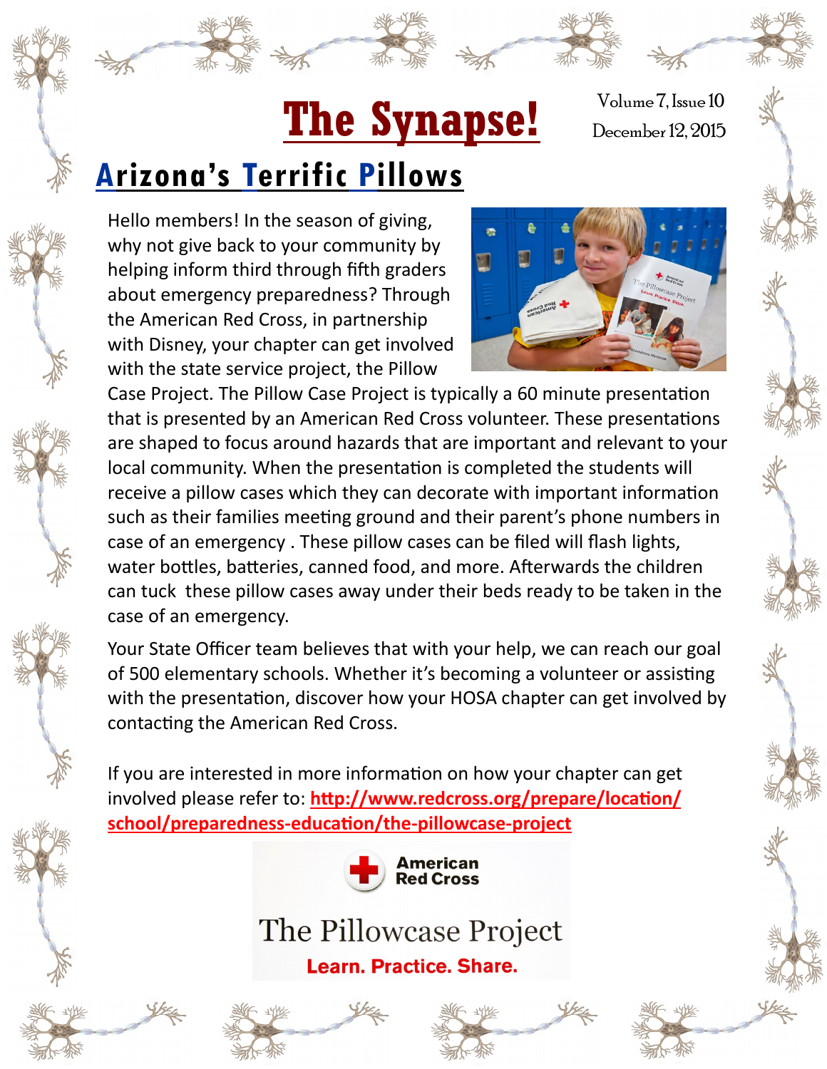# The Synapse!

Volume 7, Issue 10
December 12, 2015

## Arizona's Terrific Pillows

Hello members! In the season of giving, why not give back to your community by helping inform third through fifth graders about emergency preparedness? Through the American Red Cross, in partnership with Disney, your chapter can get involved with the state service project, the Pillow Case Project. The Pillow Case Project is typically a 60 minute presentation that is presented by an American Red Cross volunteer. These presentations are shaped to focus around hazards that are important and relevant to your local community. When the presentation is completed the students will receive a pillow cases which they can decorate with important information such as their families meeting ground and their parent's phone numbers in case of an emergency . These pillow cases can be filed will flash lights, water bottles, batteries, canned food, and more. Afterwards the children can tuck these pillow cases away under their beds ready to be taken in the case of an emergency.

Your State Officer team believes that with your help, we can reach our goal of 500 elementary schools. Whether it's becoming a volunteer or assisting with the presentation, discover how your HOSA chapter can get involved by contacting the American Red Cross.

If you are interested in more information on how your chapter can get involved please refer to: **http://www.redcross.org/prepare/location/school/preparedness-education/the-pillowcase-project**

American Red Cross

The Pillowcase Project

**Learn. Practice. Share.**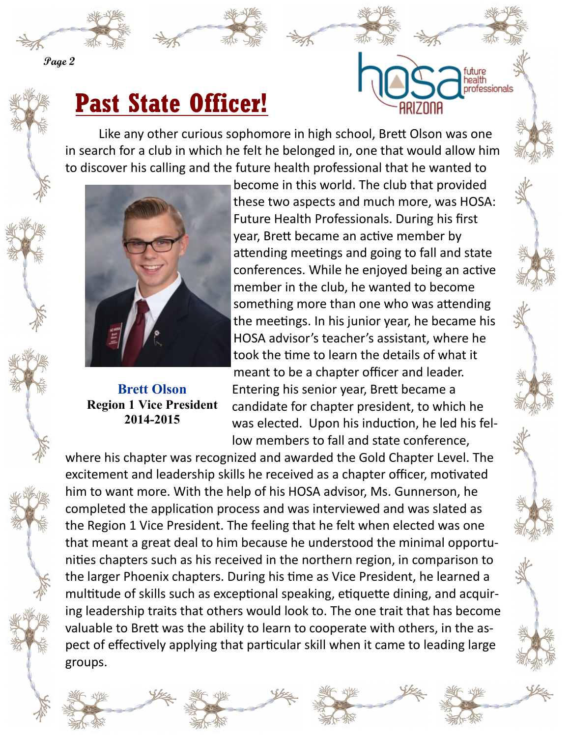# Past State Officer!

Like any other curious sophomore in high school, Brett Olson was one in search for a club in which he felt he belonged in, one that would allow him to discover his calling and the future health professional that he wanted to become in this world. The club that provided these two aspects and much more, was HOSA: Future Health Professionals. During his first year, Brett became an active member by attending meetings and going to fall and state conferences. While he enjoyed being an active member in the club, he wanted to become something more than one who was attending the meetings. In his junior year, he became his HOSA advisor's teacher's assistant, where he took the time to learn the details of what it meant to be a chapter officer and leader. Entering his senior year, Brett became a candidate for chapter president, to which he was elected. Upon his induction, he led his fellow members to fall and state conference, where his chapter was recognized and awarded the Gold Chapter Level. The excitement and leadership skills he received as a chapter officer, motivated him to want more. With the help of his HOSA advisor, Ms. Gunnerson, he completed the application process and was interviewed and was slated as the Region 1 Vice President. The feeling that he felt when elected was one that meant a great deal to him because he understood the minimal opportunities chapters such as his received in the northern region, in comparison to the larger Phoenix chapters. During his time as Vice President, he learned a multitude of skills such as exceptional speaking, etiquette dining, and acquiring leadership traits that others would look to. The one trait that has become valuable to Brett was the ability to learn to cooperate with others, in the aspect of effectively applying that particular skill when it came to leading large groups.

**Brett Olson**
**Region 1 Vice President**
**2014-2015**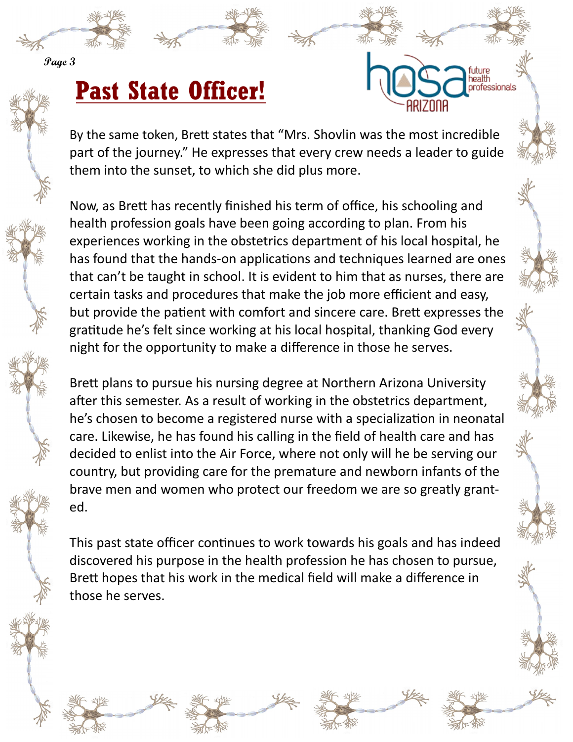# Past State Officer!

By the same token, Brett states that "Mrs. Shovlin was the most incredible part of the journey." He expresses that every crew needs a leader to guide them into the sunset, to which she did plus more.

Now, as Brett has recently finished his term of office, his schooling and health profession goals have been going according to plan. From his experiences working in the obstetrics department of his local hospital, he has found that the hands-on applications and techniques learned are ones that can't be taught in school. It is evident to him that as nurses, there are certain tasks and procedures that make the job more efficient and easy, but provide the patient with comfort and sincere care. Brett expresses the gratitude he's felt since working at his local hospital, thanking God every night for the opportunity to make a difference in those he serves.

Brett plans to pursue his nursing degree at Northern Arizona University after this semester. As a result of working in the obstetrics department, he's chosen to become a registered nurse with a specialization in neonatal care. Likewise, he has found his calling in the field of health care and has decided to enlist into the Air Force, where not only will he be serving our country, but providing care for the premature and newborn infants of the brave men and women who protect our freedom we are so greatly granted.

This past state officer continues to work towards his goals and has indeed discovered his purpose in the health profession he has chosen to pursue, Brett hopes that his work in the medical field will make a difference in those he serves.